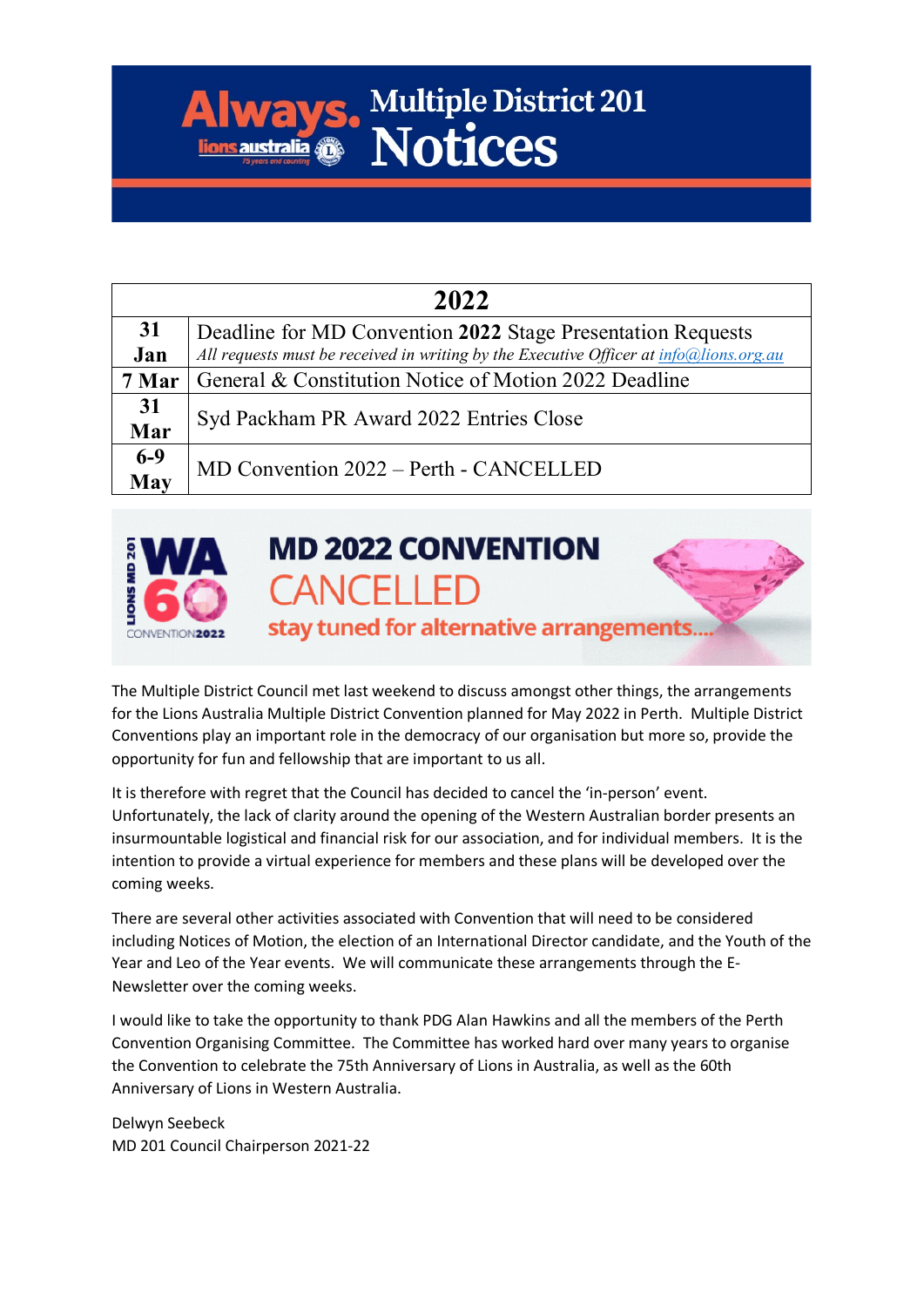# Multiple District 201 Notices

| 2022 | |
|---|---|
| 31 Jan | Deadline for MD Convention **2022** Stage Presentation Requests<br>*All requests must be received in writing by the Executive Officer at info@lions.org.au* |
| 7 Mar | General & Constitution Notice of Motion 2022 Deadline |
| 31 Mar | Syd Packham PR Award 2022 Entries Close |
| 6-9 May | MD Convention 2022 – Perth - CANCELLED |

## MD 2022 CONVENTION CANCELLED

**stay tuned for alternative arrangements....**

The Multiple District Council met last weekend to discuss amongst other things, the arrangements for the Lions Australia Multiple District Convention planned for May 2022 in Perth. Multiple District Conventions play an important role in the democracy of our organisation but more so, provide the opportunity for fun and fellowship that are important to us all.

It is therefore with regret that the Council has decided to cancel the 'in-person' event. Unfortunately, the lack of clarity around the opening of the Western Australian border presents an insurmountable logistical and financial risk for our association, and for individual members. It is the intention to provide a virtual experience for members and these plans will be developed over the coming weeks.

There are several other activities associated with Convention that will need to be considered including Notices of Motion, the election of an International Director candidate, and the Youth of the Year and Leo of the Year events. We will communicate these arrangements through the E-Newsletter over the coming weeks.

I would like to take the opportunity to thank PDG Alan Hawkins and all the members of the Perth Convention Organising Committee. The Committee has worked hard over many years to organise the Convention to celebrate the 75th Anniversary of Lions in Australia, as well as the 60th Anniversary of Lions in Western Australia.

Delwyn Seebeck  
MD 201 Council Chairperson 2021-22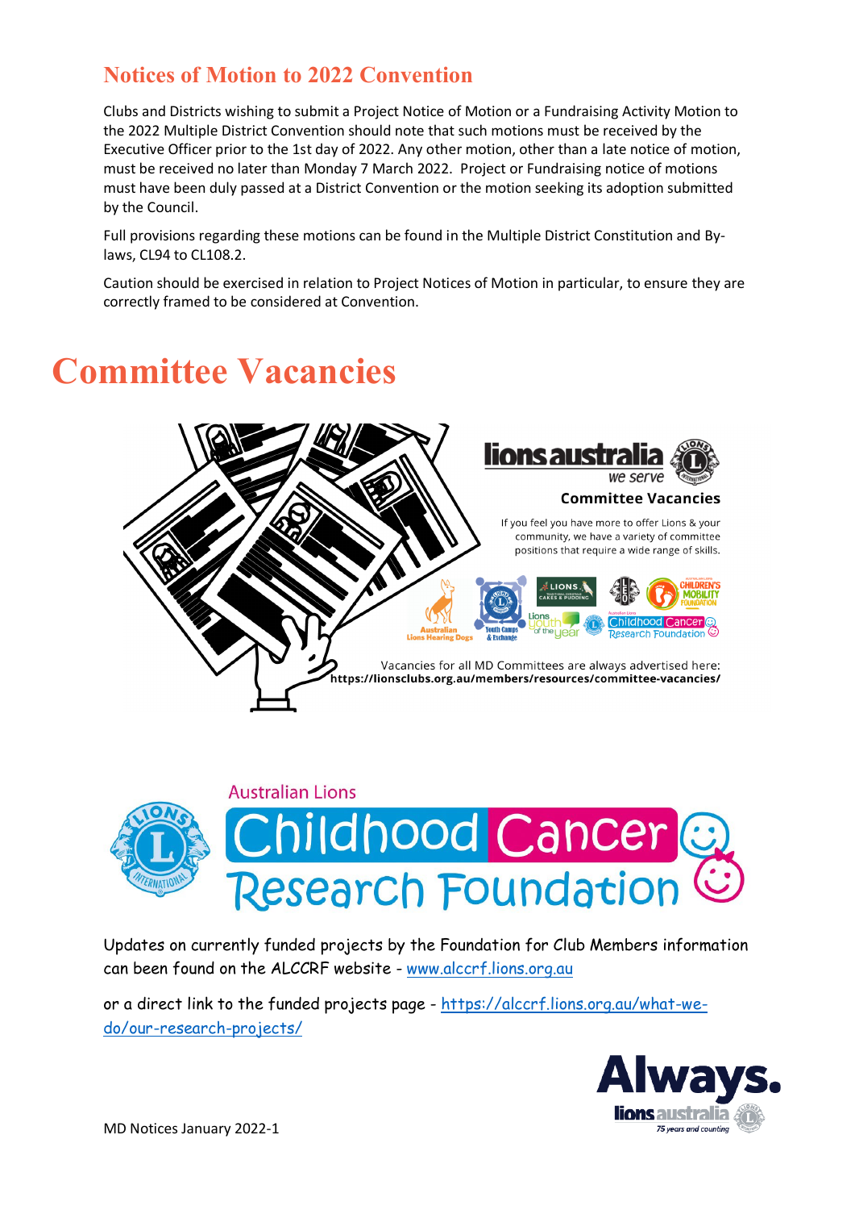## Notices of Motion to 2022 Convention

Clubs and Districts wishing to submit a Project Notice of Motion or a Fundraising Activity Motion to the 2022 Multiple District Convention should note that such motions must be received by the Executive Officer prior to the 1st day of 2022. Any other motion, other than a late notice of motion, must be received no later than Monday 7 March 2022. Project or Fundraising notice of motions must have been duly passed at a District Convention or the motion seeking its adoption submitted by the Council.

Full provisions regarding these motions can be found in the Multiple District Constitution and By-laws, CL94 to CL108.2.

Caution should be exercised in relation to Project Notices of Motion in particular, to ensure they are correctly framed to be considered at Convention.

# Committee Vacancies

**lions australia** *we serve*

**Committee Vacancies**

If you feel you have more to offer Lions & your community, we have a variety of committee positions that require a wide range of skills.

Vacancies for all MD Committees are always advertised here:
**https://lionsclubs.org.au/members/resources/committee-vacancies/**

Australian Lions
Childhood Cancer Research Foundation

Updates on currently funded projects by the Foundation for Club Members information can been found on the ALCCRF website - www.alccrf.lions.org.au

or a direct link to the funded projects page - https://alccrf.lions.org.au/what-we-do/our-research-projects/

Always. lions australia 75 years and counting

MD Notices January 2022-1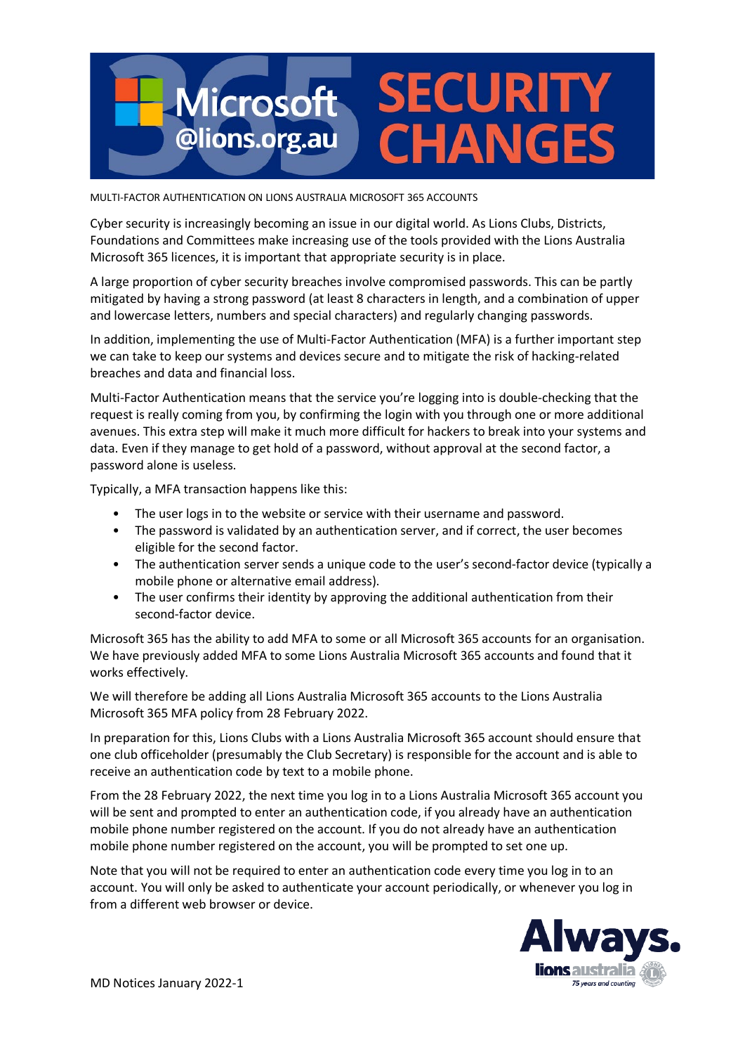# Microsoft 365 @lions.org.au SECURITY CHANGES

MULTI-FACTOR AUTHENTICATION ON LIONS AUSTRALIA MICROSOFT 365 ACCOUNTS

Cyber security is increasingly becoming an issue in our digital world. As Lions Clubs, Districts, Foundations and Committees make increasing use of the tools provided with the Lions Australia Microsoft 365 licences, it is important that appropriate security is in place.

A large proportion of cyber security breaches involve compromised passwords. This can be partly mitigated by having a strong password (at least 8 characters in length, and a combination of upper and lowercase letters, numbers and special characters) and regularly changing passwords.

In addition, implementing the use of Multi-Factor Authentication (MFA) is a further important step we can take to keep our systems and devices secure and to mitigate the risk of hacking-related breaches and data and financial loss.

Multi-Factor Authentication means that the service you're logging into is double-checking that the request is really coming from you, by confirming the login with you through one or more additional avenues. This extra step will make it much more difficult for hackers to break into your systems and data. Even if they manage to get hold of a password, without approval at the second factor, a password alone is useless.

Typically, a MFA transaction happens like this:

- The user logs in to the website or service with their username and password.
- The password is validated by an authentication server, and if correct, the user becomes eligible for the second factor.
- The authentication server sends a unique code to the user's second-factor device (typically a mobile phone or alternative email address).
- The user confirms their identity by approving the additional authentication from their second-factor device.

Microsoft 365 has the ability to add MFA to some or all Microsoft 365 accounts for an organisation. We have previously added MFA to some Lions Australia Microsoft 365 accounts and found that it works effectively.

We will therefore be adding all Lions Australia Microsoft 365 accounts to the Lions Australia Microsoft 365 MFA policy from 28 February 2022.

In preparation for this, Lions Clubs with a Lions Australia Microsoft 365 account should ensure that one club officeholder (presumably the Club Secretary) is responsible for the account and is able to receive an authentication code by text to a mobile phone.

From the 28 February 2022, the next time you log in to a Lions Australia Microsoft 365 account you will be sent and prompted to enter an authentication code, if you already have an authentication mobile phone number registered on the account. If you do not already have an authentication mobile phone number registered on the account, you will be prompted to set one up.

Note that you will not be required to enter an authentication code every time you log in to an account. You will only be asked to authenticate your account periodically, or whenever you log in from a different web browser or device.

MD Notices January 2022-1

Always. lions australia 75 years and counting